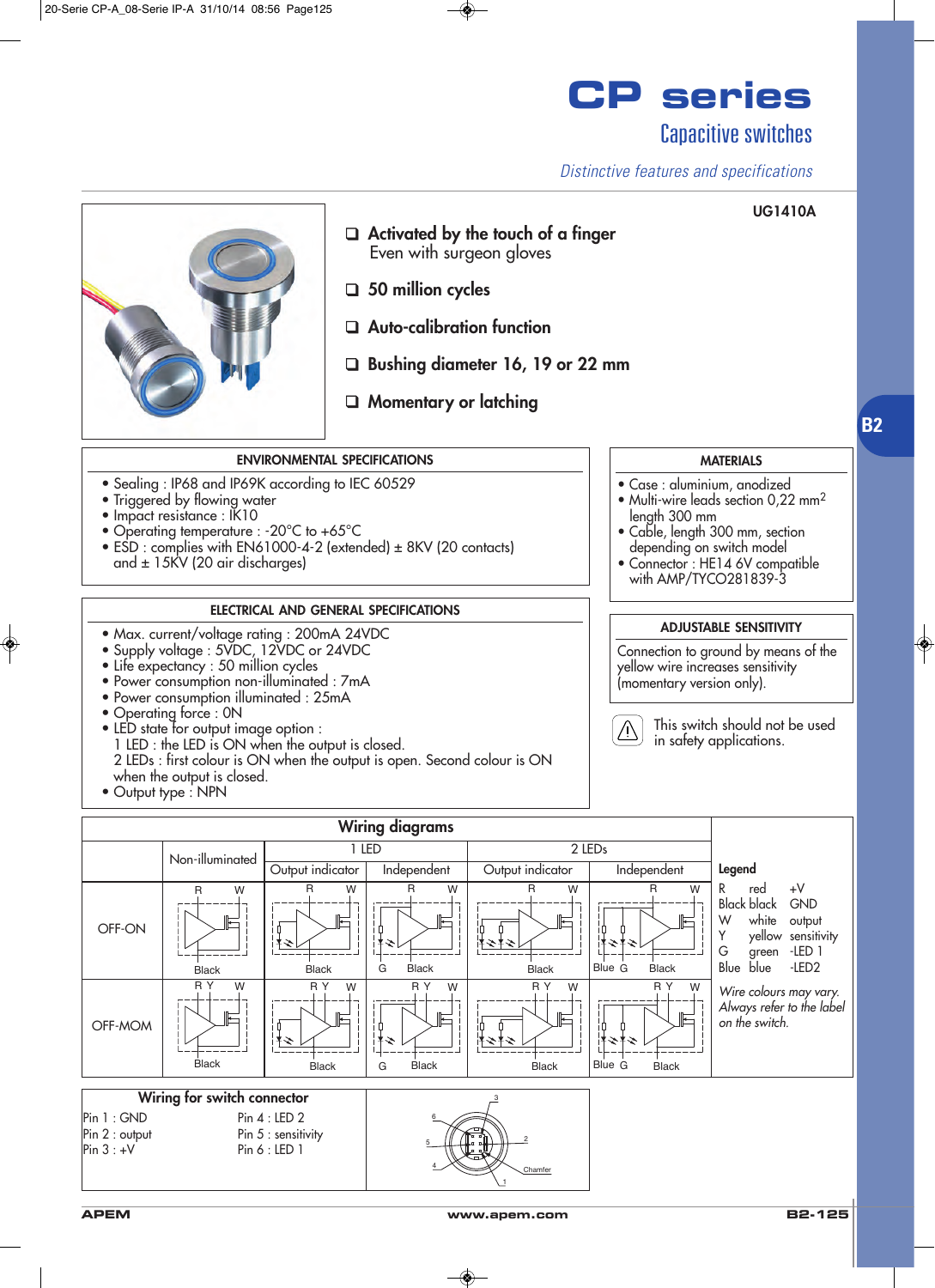# CP series

## Capacitive switches

*Distinctive features and specifications*

UG1410A

- **Activated by the touch of a finger**
  Even with surgeon gloves
- **50 million cycles**
- **Auto-calibration function**
- **Bushing diameter 16, 19 or 22 mm**
- **Momentary or latching**

B2

### ENVIRONMENTAL SPECIFICATIONS

- Sealing : IP68 and IP69K according to IEC 60529
- Triggered by flowing water
- Impact resistance : IK10
- Operating temperature : -20°C to +65°C
- ESD : complies with EN61000-4-2 (extended) ± 8KV (20 contacts) and ± 15KV (20 air discharges)

### MATERIALS

- Case : aluminium, anodized
- Multi-wire leads section 0,22 mm$^2$ length 300 mm
- Cable, length 300 mm, section depending on switch model
- Connector : HE14 6V compatible with AMP/TYCO281839-3

### ELECTRICAL AND GENERAL SPECIFICATIONS

- Max. current/voltage rating : 200mA 24VDC
- Supply voltage : 5VDC, 12VDC or 24VDC
- Life expectancy : 50 million cycles
- Power consumption non-illuminated : 7mA
- Power consumption illuminated : 25mA
- Operating force : 0N
- LED state for output image option :
  1 LED : the LED is ON when the output is closed.
  2 LEDs : first colour is ON when the output is open. Second colour is ON when the output is closed.
- Output type : NPN

### ADJUSTABLE SENSITIVITY

Connection to ground by means of the yellow wire increases sensitivity (momentary version only).

This switch should not be used in safety applications.

### Wiring diagrams

| | Non-illuminated | 1 LED | | 2 LEDs | |
|---|---|---|---|---|---|
| | | Output indicator | Independent | Output indicator | Independent |
| OFF-ON | R, W, Black | R, W, Black | R, W, G, Black | R, W, Black | R, W, Blue, G, Black |
| OFF-MOM | R, Y, W, Black | R, Y, W, Black | R, Y, W, G, Black | R, Y, W, Black | R, Y, W, Blue, G, Black |

**Legend**

| | | |
|---|---|---|
| R | red | +V |
| Black | black | GND |
| W | white | output |
| Y | yellow | sensitivity |
| G | green | -LED 1 |
| Blue | blue | -LED2 |

*Wire colours may vary. Always refer to the label on the switch.*

### Wiring for switch connector

| | |
|---|---|
| Pin 1 : GND | Pin 4 : LED 2 |
| Pin 2 : output | Pin 5 : sensitivity |
| Pin 3 : +V | Pin 6 : LED 1 |

Chamfer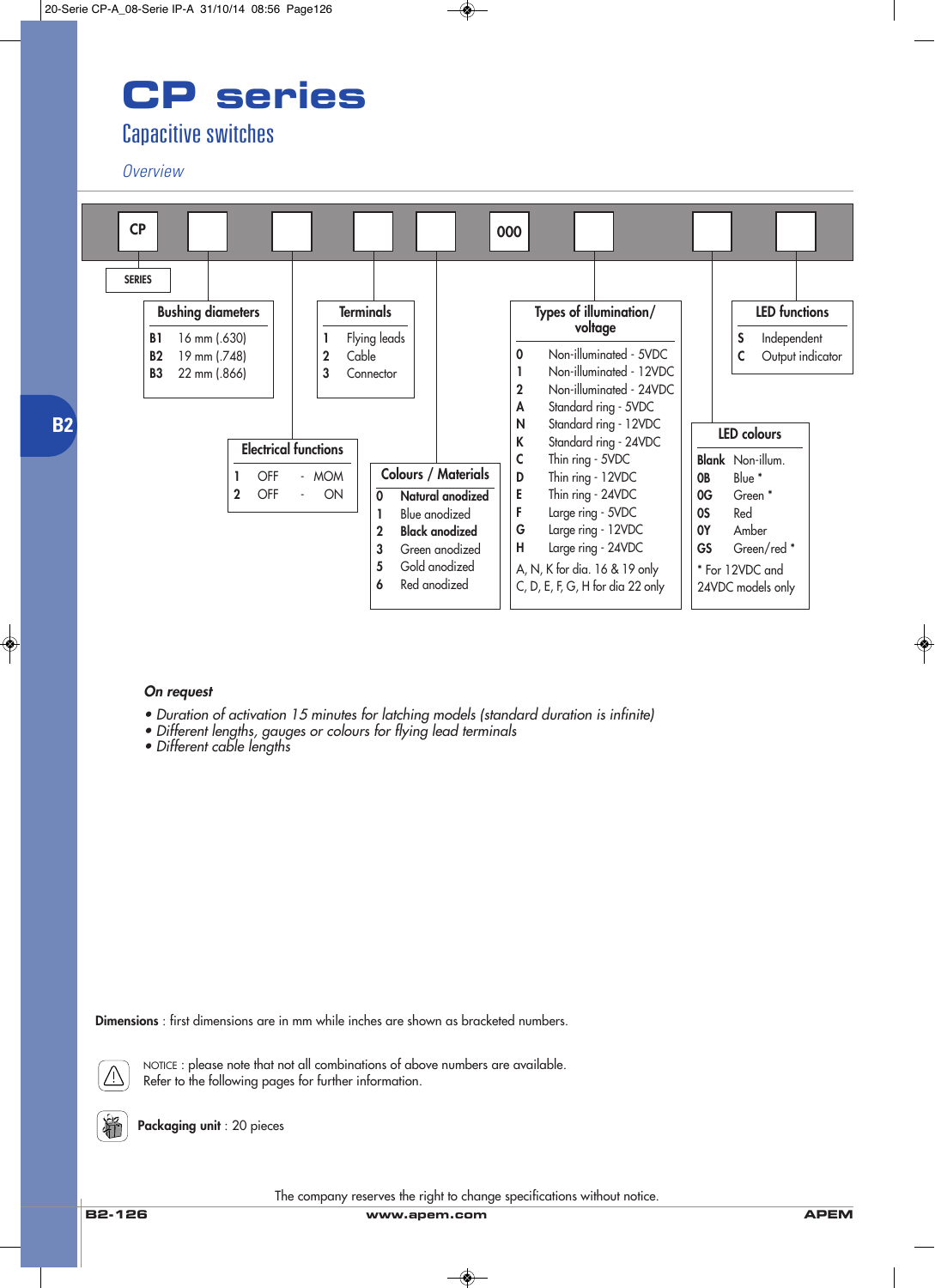# CP series

## Capacitive switches

*Overview*

**Ordering code:** CP | □ | □ | □ | □ | 000 | □ | □ | □

**SERIES**: CP

### Bushing diameters

| Code | Diameter |
|---|---|
| B1 | 16 mm (.630) |
| B2 | 19 mm (.748) |
| B3 | 22 mm (.866) |

### Electrical functions

| Code | Function |
|---|---|
| 1 | OFF - MOM |
| 2 | OFF - ON |

### Terminals

| Code | Terminal |
|---|---|
| 1 | Flying leads |
| 2 | Cable |
| 3 | Connector |

### Colours / Materials

| Code | Colour / Material |
|---|---|
| 0 | **Natural anodized** |
| 1 | Blue anodized |
| 2 | **Black anodized** |
| 3 | Green anodized |
| 5 | Gold anodized |
| 6 | Red anodized |

### Types of illumination/ voltage

| Code | Type |
|---|---|
| 0 | Non-illuminated - 5VDC |
| 1 | Non-illuminated - 12VDC |
| 2 | Non-illuminated - 24VDC |
| A | Standard ring - 5VDC |
| N | Standard ring - 12VDC |
| K | Standard ring - 24VDC |
| C | Thin ring - 5VDC |
| D | Thin ring - 12VDC |
| E | Thin ring - 24VDC |
| F | Large ring - 5VDC |
| G | Large ring - 12VDC |
| H | Large ring - 24VDC |

A, N, K for dia. 16 & 19 only
C, D, E, F, G, H for dia 22 only

### LED colours

| Code | Colour |
|---|---|
| Blank | Non-illum. |
| 0B | Blue * |
| 0G | Green * |
| 0S | Red |
| 0Y | Amber |
| GS | Green/red * |

\* For 12VDC and 24VDC models only

### LED functions

| Code | Function |
|---|---|
| S | Independent |
| C | Output indicator |

***On request***

- *Duration of activation 15 minutes for latching models (standard duration is infinite)*
- *Different lengths, gauges or colours for flying lead terminals*
- *Different cable lengths*

**Dimensions** : first dimensions are in mm while inches are shown as bracketed numbers.

NOTICE : please note that not all combinations of above numbers are available.
Refer to the following pages for further information.

**Packaging unit** : 20 pieces

The company reserves the right to change specifications without notice.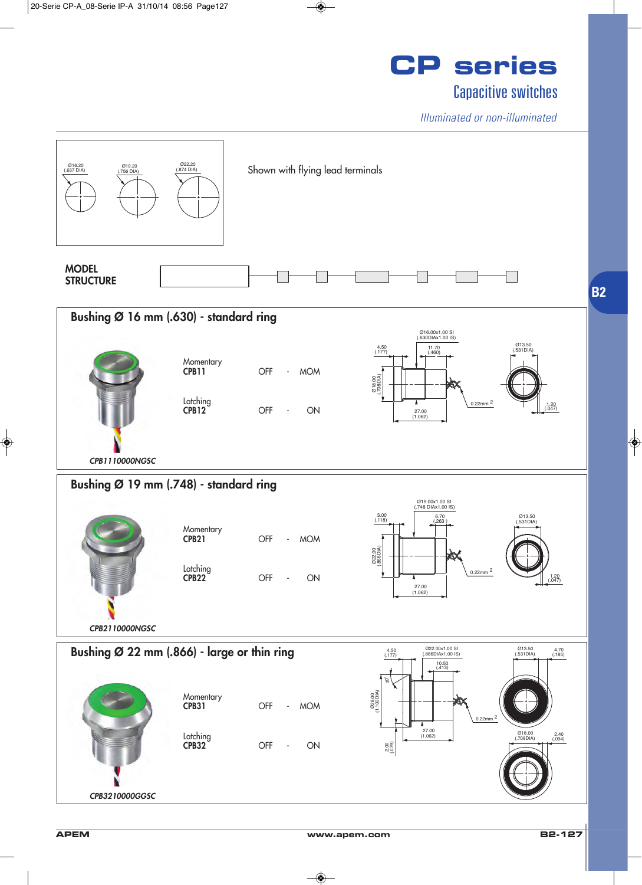# CP series

## Capacitive switches

*Illuminated or non-illuminated*

Ø16.20 (.637 DIA) Ø19.20 (.756 DIA) Ø22.20 (.874 DIA)

Shown with flying lead terminals

**MODEL STRUCTURE**

## Bushing Ø 16 mm (.630) - standard ring

| | | | |
|---|---|---|---|
| Momentary **CPB11** | OFF | - | MOM |
| Latching **CPB12** | OFF | - | ON |

*CPB1110000NGSC*

Ø16.00x1.00 SI (.630DIAx1.00 IS) 4.50 (.177) 11.70 (.460) Ø18.00 (.708DIA) 27.00 (1.062) 0.22mm 2 Ø13.50 (.531DIA) 1.20 (.047)

## Bushing Ø 19 mm (.748) - standard ring

| | | | |
|---|---|---|---|
| Momentary **CPB21** | OFF | - | MOM |
| Latching **CPB22** | OFF | - | ON |

*CPB2110000NGSC*

Ø19.00x1.00 SI (.748 DIAx1.00 IS) 3.00 (.118) 6.70 (.263) Ø22.00 (.866DIA) 27.00 (1.062) 0.22mm 2 Ø13.50 (.531DIA) 1.20 (.047)

## Bushing Ø 22 mm (.866) - large or thin ring

| | | | |
|---|---|---|---|
| Momentary **CPB31** | OFF | - | MOM |
| Latching **CPB32** | OFF | - | ON |

*CPB3210000GGSC*

4.50 (.177) Ø22.00x1.00 SI (.866DIAx1.00 IS) 10.50 (.413) 30° Ø28.00 (1.102DIA) 27.00 (1.062) 0.22mm 2 2.00 (.079) Ø13.50 (.531DIA) 4.70 (.185) Ø18.00 (.709DIA) 2.40 (.094)

APEM www.apem.com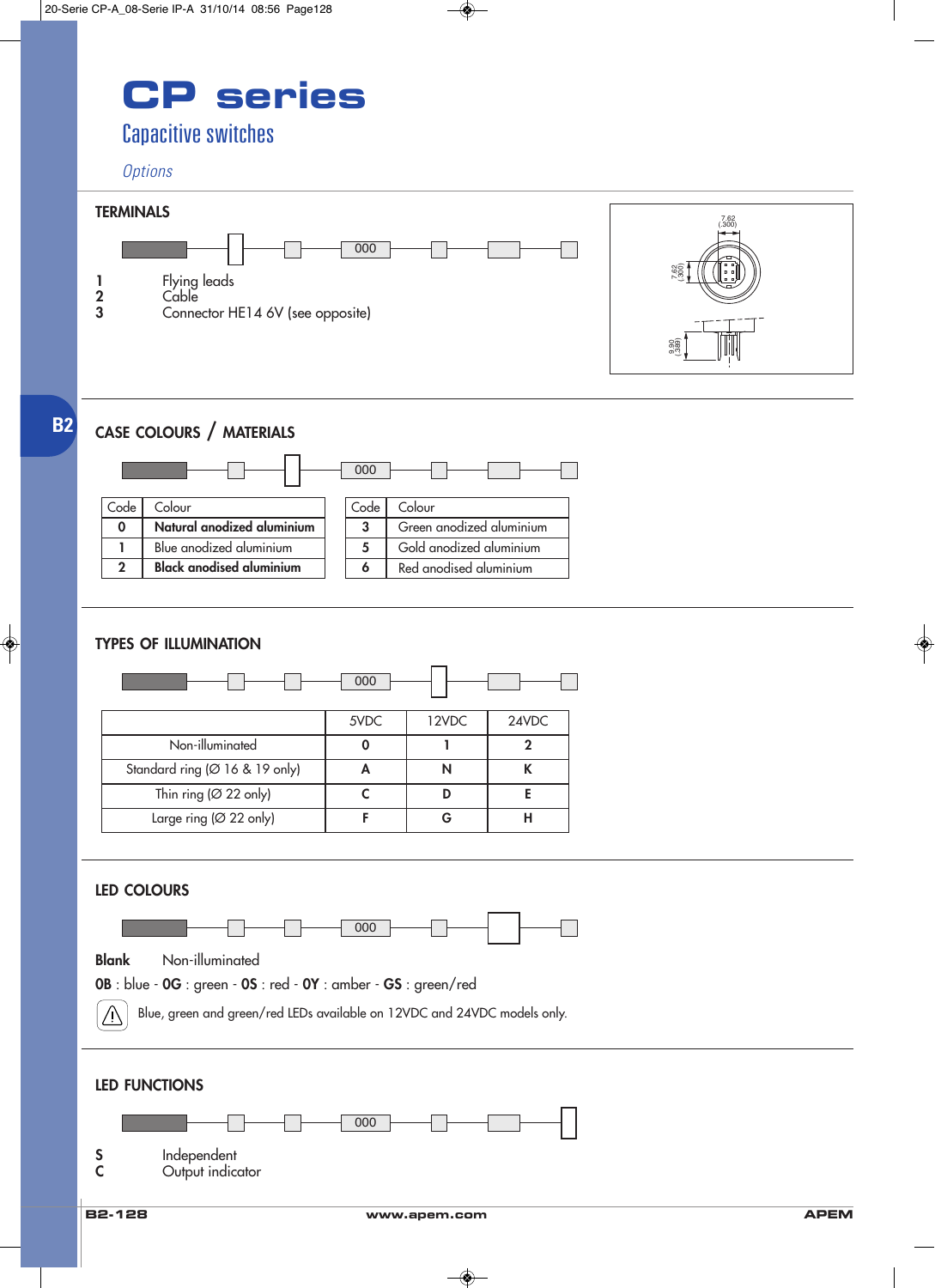# CP series

## Capacitive switches

*Options*

### TERMINALS

000

**1** Flying leads
**2** Cable
**3** Connector HE14 6V (see opposite)

7.62 (.300)

7.62 (.300)

9.90 (.389)

B2

### CASE COLOURS / MATERIALS

000

| Code | Colour |
|---|---|
| **0** | **Natural anodized aluminium** |
| **1** | Blue anodized aluminium |
| **2** | **Black anodised aluminium** |

| Code | Colour |
|---|---|
| **3** | Green anodized aluminium |
| **5** | Gold anodized aluminium |
| **6** | Red anodised aluminium |

### TYPES OF ILLUMINATION

000

| | 5VDC | 12VDC | 24VDC |
|---|---|---|---|
| Non-illuminated | **0** | **1** | **2** |
| Standard ring (Ø 16 & 19 only) | **A** | **N** | **K** |
| Thin ring (Ø 22 only) | **C** | **D** | **E** |
| Large ring (Ø 22 only) | **F** | **G** | **H** |

### LED COLOURS

000

**Blank** Non-illuminated

**0B** : blue - **0G** : green - **0S** : red - **0Y** : amber - **GS** : green/red

⚠ Blue, green and green/red LEDs available on 12VDC and 24VDC models only.

### LED FUNCTIONS

000

**S** Independent
**C** Output indicator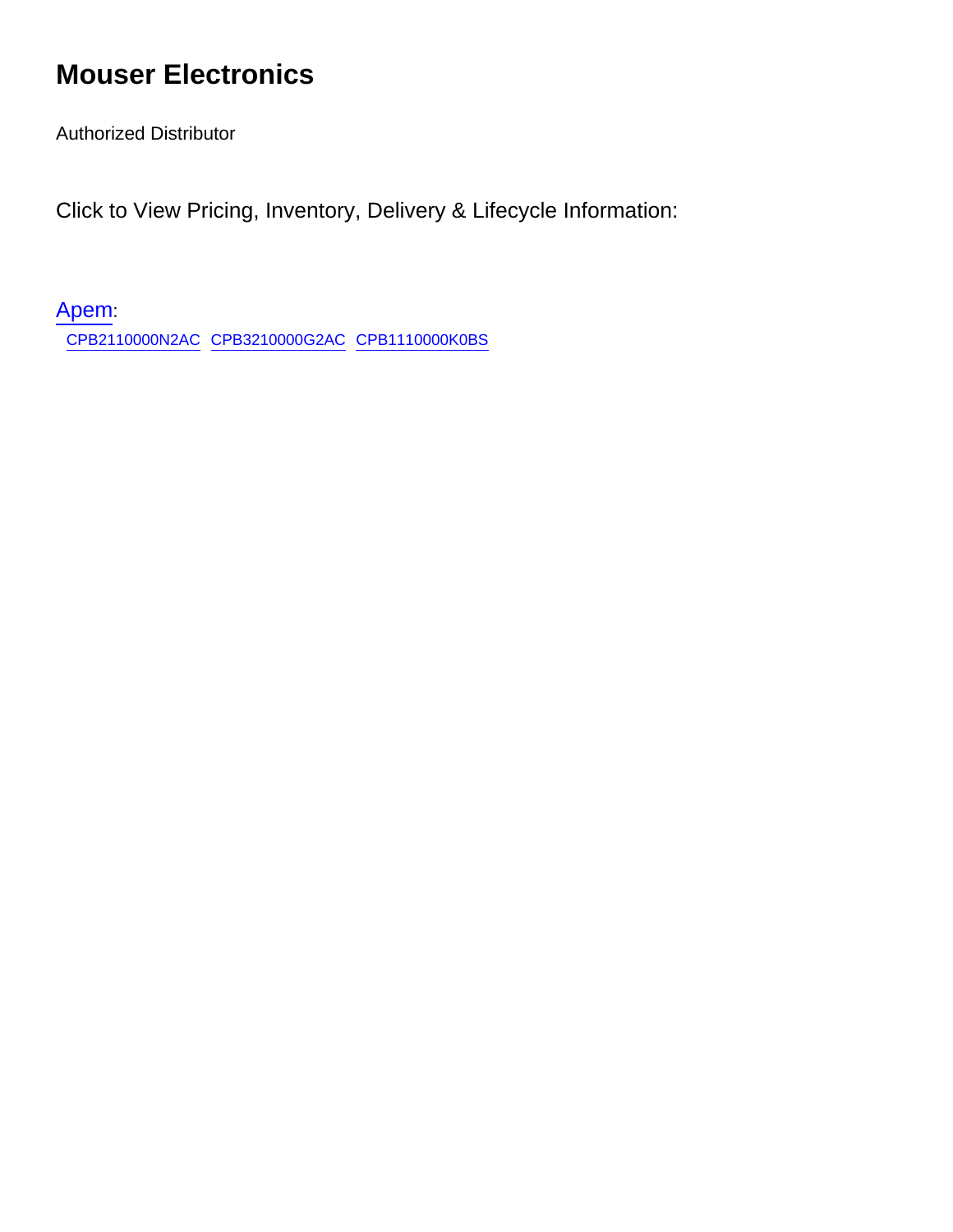# Mouser Electronics

Authorized Distributor

Click to View Pricing, Inventory, Delivery & Lifecycle Information:

Apem:

CPB2110000N2AC CPB3210000G2AC CPB1110000K0BS